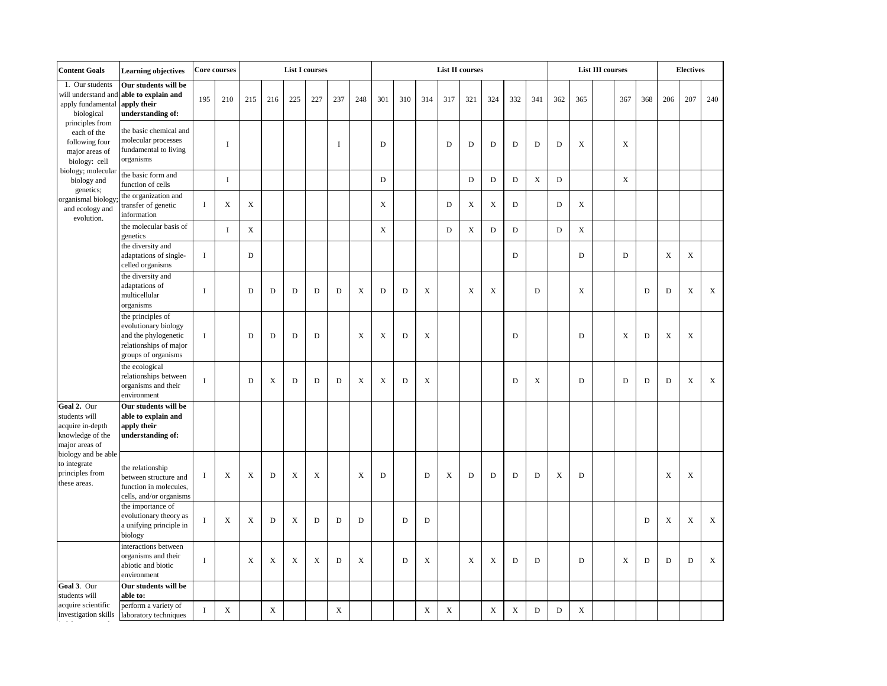| Content Goals | Learning objectives | Core courses | | List I courses | | | | | | List II courses | | | | | | | | List III courses | | | | | Electives | | |
|---|---|---|---|---|---|---|---|---|---|---|---|---|---|---|---|---|---|---|---|---|---|---|---|---|---|
| 1. Our students will understand and apply fundamental biological principles from each of the following four major areas of biology: cell biology; molecular biology and genetics; organismal biology; and ecology and evolution. | **Our students will be able to explain and apply their understanding of:** | 195 | 210 | 215 | 216 | 225 | 227 | 237 | 248 | 301 | 310 | 314 | 317 | 321 | 324 | 332 | 341 | 362 | 365 | | 367 | 368 | 206 | 207 | 240 |
| | the basic chemical and molecular processes fundamental to living organisms | | I | | | | | I | | D | | | D | D | D | D | D | D | X | | X | | | | |
| | the basic form and function of cells | | I | | | | | | | D | | | | D | D | D | X | D | | | X | | | | |
| | the organization and transfer of genetic information | I | X | X | | | | | | X | | | D | X | X | D | | D | X | | | | | | |
| | the molecular basis of genetics | | I | X | | | | | | X | | | D | X | D | D | | D | X | | | | | | |
| | the diversity and adaptations of single-celled organisms | I | | D | | | | | | | | | | | | D | | | D | | D | | X | X | |
| | the diversity and adaptations of multicellular organisms | I | | D | D | D | D | D | X | D | D | X | | X | X | | D | | X | | | D | D | X | X |
| | the principles of evolutionary biology and the phylogenetic relationships of major groups of organisms | I | | D | D | D | D | | X | X | D | X | | | | D | | | D | | X | D | X | X | |
| | the ecological relationships between organisms and their environment | I | | D | X | D | D | D | X | X | D | X | | | | D | X | | D | | D | D | D | X | X |
| **Goal 2.** Our students will acquire in-depth knowledge of the major areas of biology and be able to integrate principles from these areas. | **Our students will be able to explain and apply their understanding of:** | | | | | | | | | | | | | | | | | | | | | | | | |
| | the relationship between structure and function in molecules, cells, and/or organisms | I | X | X | D | X | X | | X | D | | D | X | D | D | D | D | X | D | | | | X | X | |
| | the importance of evolutionary theory as a unifying principle in biology | I | X | X | D | X | D | D | D | | D | D | | | | | | | | | | D | X | X | X |
| | interactions between organisms and their abiotic and biotic environment | I | | X | X | X | X | D | X | | D | X | | X | X | D | D | | D | | X | D | D | D | X |
| **Goal 3**. Our students will acquire scientific investigation skills | **Our students will be able to:** | | | | | | | | | | | | | | | | | | | | | | | | |
| | perform a variety of laboratory techniques | I | X | | X | | | X | | | | X | X | | X | X | D | D | X | | | | | | |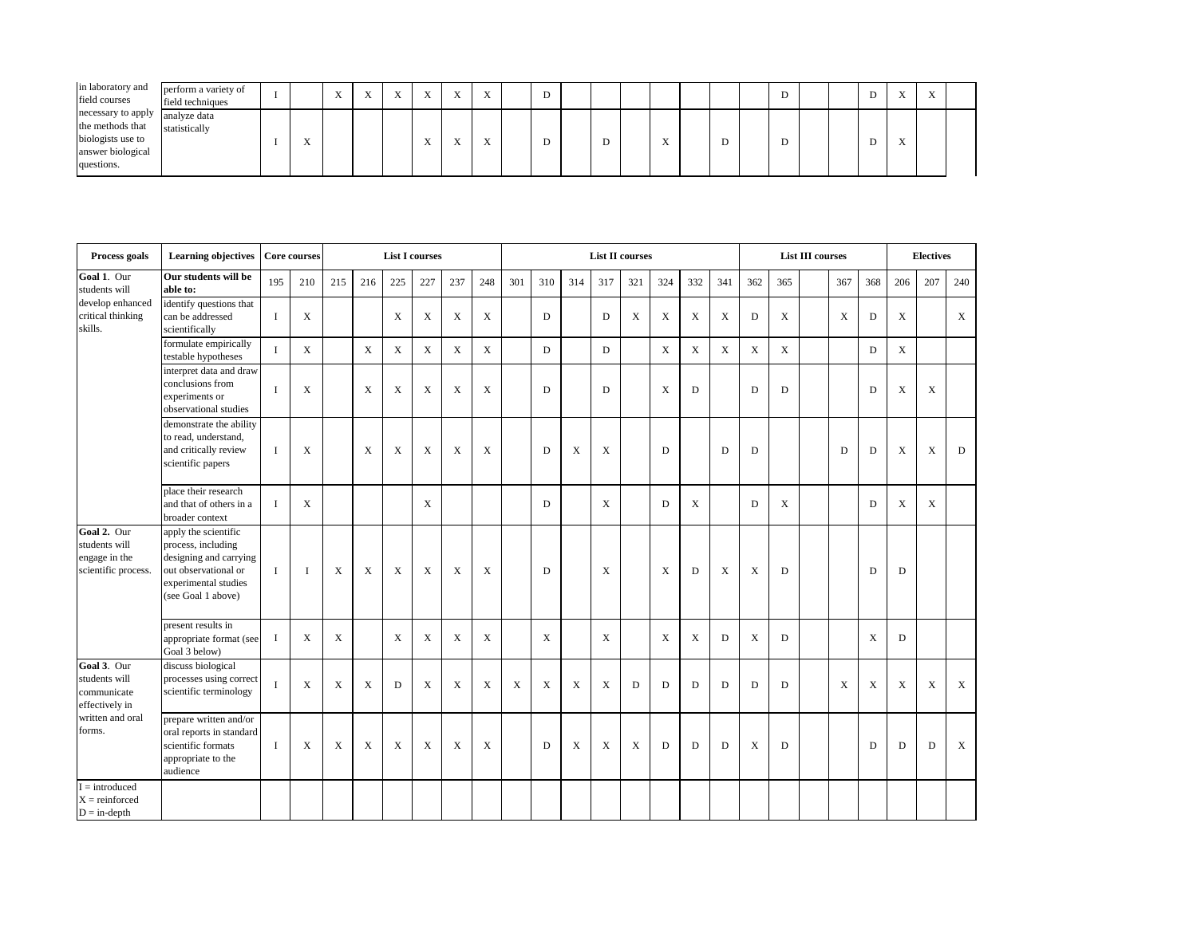| | | | | | | | | | | | | | | | | | | | | | | | | | |
|---|---|---|---|---|---|---|---|---|---|---|---|---|---|---|---|---|---|---|---|---|---|---|---|---|---|
| in laboratory and field courses | perform a variety of field techniques | I | | X | X | X | X | X | X | | D | | | | | | | | D | | | D | X | X | |
| necessary to apply the methods that biologists use to answer biological questions. | analyze data statistically | I | X | | | | X | X | X | | D | | D | | X | | D | | D | | | D | X | | |

| Process goals | Learning objectives | Core courses | | List I courses | | | | | | List II courses | | | | | | | | | | List III courses | | | | | Electives | | |
|---|---|---|---|---|---|---|---|---|---|---|---|---|---|---|---|---|---|---|---|---|---|---|---|---|---|
| **Goal 1**. Our students will develop enhanced critical thinking skills. | **Our students will be able to:** | 195 | 210 | 215 | 216 | 225 | 227 | 237 | 248 | 301 | 310 | 314 | 317 | 321 | 324 | 332 | 341 | 362 | 365 | | 367 | 368 | 206 | 207 | 240 |
| | identify questions that can be addressed scientifically | I | X | | | X | X | X | X | | D | | D | X | X | X | X | D | X | | X | D | X | | X |
| | formulate empirically testable hypotheses | I | X | | X | X | X | X | X | | D | | D | | X | X | X | X | X | | | D | X | | |
| | interpret data and draw conclusions from experiments or observational studies | I | X | | X | X | X | X | X | | D | | D | | X | D | | D | D | | | D | X | X | |
| | demonstrate the ability to read, understand, and critically review scientific papers | I | X | | X | X | X | X | X | | D | X | X | | D | | D | D | | | D | D | X | X | D |
| | place their research and that of others in a broader context | I | X | | | | X | | | | D | | X | | D | X | | D | X | | | D | X | X | |
| **Goal 2.** Our students will engage in the scientific process. | apply the scientific process, including designing and carrying out observational or experimental studies (see Goal 1 above) | I | I | X | X | X | X | X | X | | D | | X | | X | D | X | X | D | | | D | D | | |
| | present results in appropriate format (see Goal 3 below) | I | X | X | | X | X | X | X | | X | | X | | X | X | D | X | D | | | X | D | | |
| **Goal 3**. Our students will communicate effectively in written and oral forms. | discuss biological processes using correct scientific terminology | I | X | X | X | D | X | X | X | X | X | X | X | D | D | D | D | D | D | | X | X | X | X | X |
| | prepare written and/or oral reports in standard scientific formats appropriate to the audience | I | X | X | X | X | X | X | X | | D | X | X | X | D | D | D | X | D | | | D | D | D | X |
| I = introduced<br>X = reinforced<br>D = in-depth | | | | | | | | | | | | | | | | | | | | | | | | | |